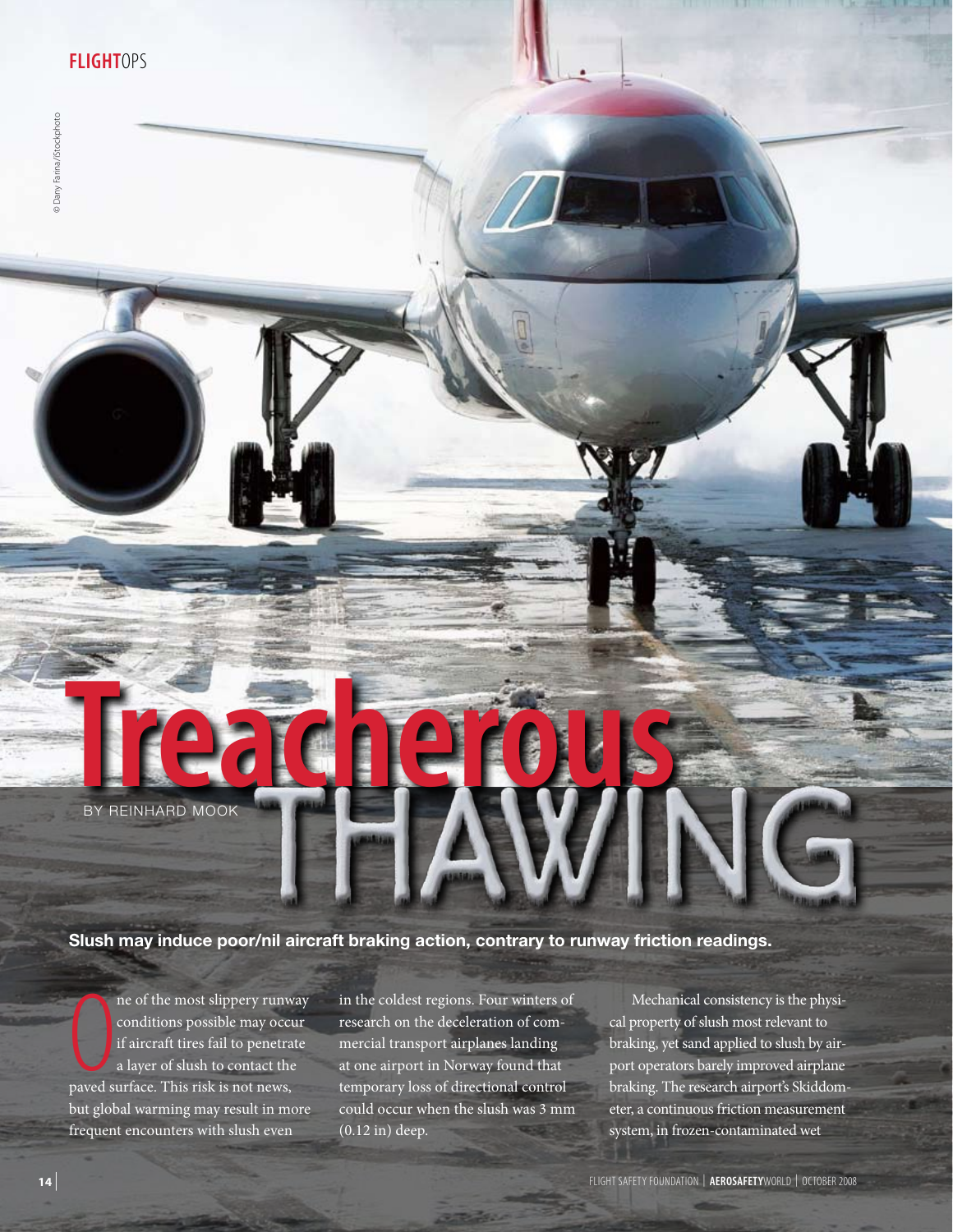# Treacherous THAWING

BY REINHARD MOOK

**Slush may induce poor/nil aircraft braking action, contrary to runway friction readings.**

One of the most slippery runway conditions possible may occur if aircraft tires fail to penetrate a layer of slush to contact the paved surface. This risk is not news, but global warming may result in more frequent encounters with slush even in the coldest regions. Four winters of research on the deceleration of commercial transport airplanes landing at one airport in Norway found that temporary loss of directional control could occur when the slush was 3 mm (0.12 in) deep.

Mechanical consistency is the physical property of slush most relevant to braking, yet sand applied to slush by airport operators barely improved airplane braking. The research airport's Skiddometer, a continuous friction measurement system, in frozen-contaminated wet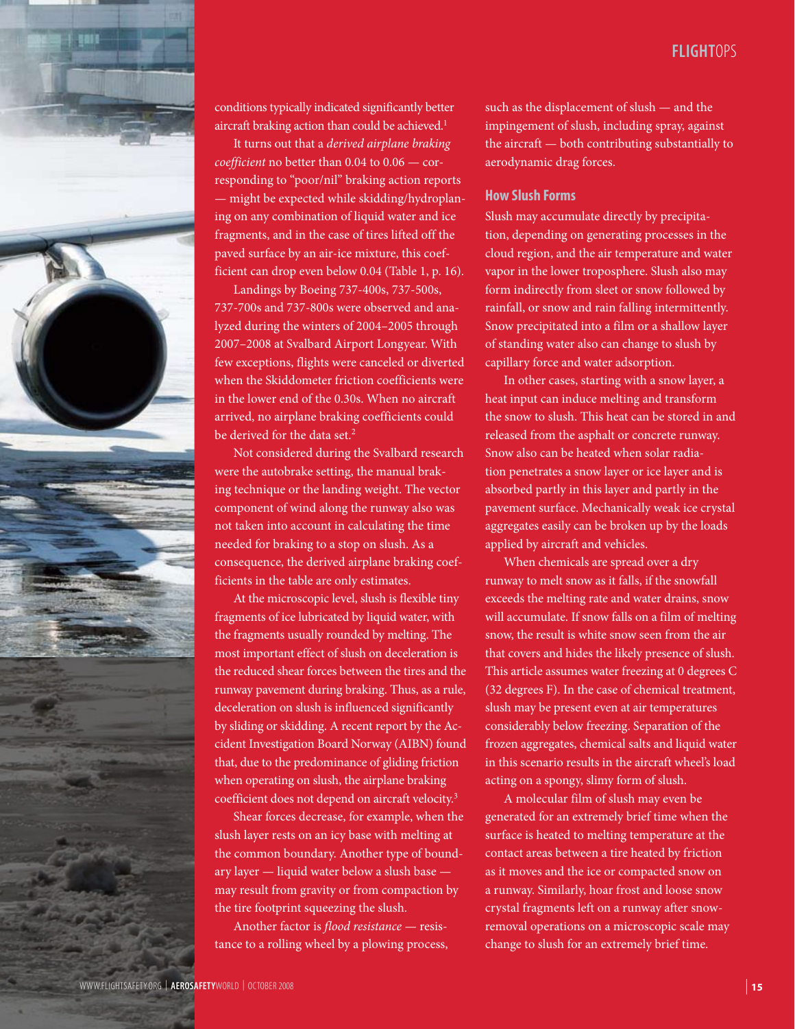conditions typically indicated significantly better aircraft braking action than could be achieved.[1]

It turns out that a *derived airplane braking coefficient* no better than 0.04 to 0.06 — corresponding to "poor/nil" braking action reports — might be expected while skidding/hydroplaning on any combination of liquid water and ice fragments, and in the case of tires lifted off the paved surface by an air-ice mixture, this coefficient can drop even below 0.04 (Table 1, p. 16).

Landings by Boeing 737-400s, 737-500s, 737-700s and 737-800s were observed and analyzed during the winters of 2004–2005 through 2007–2008 at Svalbard Airport Longyear. With few exceptions, flights were canceled or diverted when the Skiddometer friction coefficients were in the lower end of the 0.30s. When no aircraft arrived, no airplane braking coefficients could be derived for the data set.[2]

Not considered during the Svalbard research were the autobrake setting, the manual braking technique or the landing weight. The vector component of wind along the runway also was not taken into account in calculating the time needed for braking to a stop on slush. As a consequence, the derived airplane braking coefficients in the table are only estimates.

At the microscopic level, slush is flexible tiny fragments of ice lubricated by liquid water, with the fragments usually rounded by melting. The most important effect of slush on deceleration is the reduced shear forces between the tires and the runway pavement during braking. Thus, as a rule, deceleration on slush is influenced significantly by sliding or skidding. A recent report by the Accident Investigation Board Norway (AIBN) found that, due to the predominance of gliding friction when operating on slush, the airplane braking coefficient does not depend on aircraft velocity.[3]

Shear forces decrease, for example, when the slush layer rests on an icy base with melting at the common boundary. Another type of boundary layer — liquid water below a slush base — may result from gravity or from compaction by the tire footprint squeezing the slush.

Another factor is *flood resistance* — resistance to a rolling wheel by a plowing process, such as the displacement of slush — and the impingement of slush, including spray, against the aircraft — both contributing substantially to aerodynamic drag forces.

## How Slush Forms

Slush may accumulate directly by precipitation, depending on generating processes in the cloud region, and the air temperature and water vapor in the lower troposphere. Slush also may form indirectly from sleet or snow followed by rainfall, or snow and rain falling intermittently. Snow precipitated into a film or a shallow layer of standing water also can change to slush by capillary force and water adsorption.

In other cases, starting with a snow layer, a heat input can induce melting and transform the snow to slush. This heat can be stored in and released from the asphalt or concrete runway. Snow also can be heated when solar radiation penetrates a snow layer or ice layer and is absorbed partly in this layer and partly in the pavement surface. Mechanically weak ice crystal aggregates easily can be broken up by the loads applied by aircraft and vehicles.

When chemicals are spread over a dry runway to melt snow as it falls, if the snowfall exceeds the melting rate and water drains, snow will accumulate. If snow falls on a film of melting snow, the result is white snow seen from the air that covers and hides the likely presence of slush. This article assumes water freezing at 0 degrees C (32 degrees F). In the case of chemical treatment, slush may be present even at air temperatures considerably below freezing. Separation of the frozen aggregates, chemical salts and liquid water in this scenario results in the aircraft wheel's load acting on a spongy, slimy form of slush.

A molecular film of slush may even be generated for an extremely brief time when the surface is heated to melting temperature at the contact areas between a tire heated by friction as it moves and the ice or compacted snow on a runway. Similarly, hoar frost and loose snow crystal fragments left on a runway after snow-removal operations on a microscopic scale may change to slush for an extremely brief time.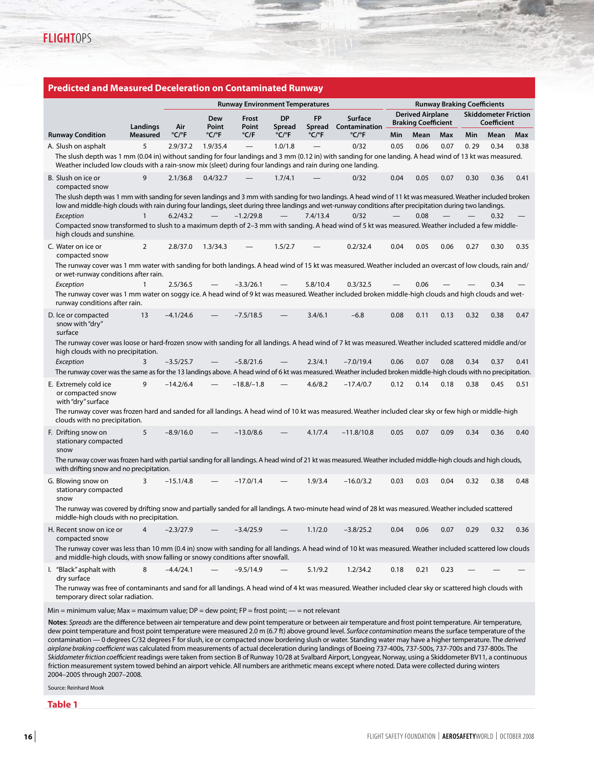## Predicted and Measured Deceleration on Contaminated Runway

| Runway Condition | Landings Measured | Runway Environment Temperatures | | | | | | Runway Braking Coefficients | | | | | |
|---|---|---|---|---|---|---|---|---|---|---|---|---|---|
| | | Air °C/°F | Dew Point °C/°F | Frost Point °C/F | DP Spread °C/°F | FP Spread °C/°F | Surface Contamination °C/°F | Derived Airplane Braking Coefficient | | | Skiddometer Friction Coefficient | | |
| | | | | | | | | Min | Mean | Max | Min | Mean | Max |
| A. Slush on asphalt | 5 | 2.9/37.2 | 1.9/35.4 | — | 1.0/1.8 | — | 0/32 | 0.05 | 0.06 | 0.07 | 0. 29 | 0.34 | 0.38 |
| The slush depth was 1 mm (0.04 in) without sanding for four landings and 3 mm (0.12 in) with sanding for one landing. A head wind of 13 kt was measured. Weather included low clouds with a rain-snow mix (sleet) during four landings and rain during one landing. | | | | | | | | | | | | | |
| B. Slush on ice or compacted snow | 9 | 2.1/36.8 | 0.4/32.7 | — | 1.7/4.1 | — | 0/32 | 0.04 | 0.05 | 0.07 | 0.30 | 0.36 | 0.41 |
| The slush depth was 1 mm with sanding for seven landings and 3 mm with sanding for two landings. A head wind of 11 kt was measured. Weather included broken low and middle-high clouds with rain during four landings, sleet during three landings and wet-runway conditions after precipitation during two landings. | | | | | | | | | | | | | |
| *Exception* | 1 | 6.2/43.2 | — | −1.2/29.8 | — | 7.4/13.4 | 0/32 | — | 0.08 | — | — | 0.32 | — |
| Compacted snow transformed to slush to a maximum depth of 2–3 mm with sanding. A head wind of 5 kt was measured. Weather included a few middle-high clouds and sunshine. | | | | | | | | | | | | | |
| C. Water on ice or compacted snow | 2 | 2.8/37.0 | 1.3/34.3 | — | 1.5/2.7 | — | 0.2/32.4 | 0.04 | 0.05 | 0.06 | 0.27 | 0.30 | 0.35 |
| The runway cover was 1 mm water with sanding for both landings. A head wind of 15 kt was measured. Weather included an overcast of low clouds, rain and/or wet-runway conditions after rain. | | | | | | | | | | | | | |
| *Exception* | 1 | 2.5/36.5 | — | −3.3/26.1 | — | 5.8/10.4 | 0.3/32.5 | — | 0.06 | — | — | 0.34 | — |
| The runway cover was 1 mm water on soggy ice. A head wind of 9 kt was measured. Weather included broken middle-high clouds and high clouds and wet-runway conditions after rain. | | | | | | | | | | | | | |
| D. Ice or compacted snow with "dry" surface | 13 | −4.1/24.6 | — | −7.5/18.5 | — | 3.4/6.1 | −6.8 | 0.08 | 0.11 | 0.13 | 0.32 | 0.38 | 0.47 |
| The runway cover was loose or hard-frozen snow with sanding for all landings. A head wind of 7 kt was measured. Weather included scattered middle and/or high clouds with no precipitation. | | | | | | | | | | | | | |
| *Exception* | 3 | −3.5/25.7 | — | −5.8/21.6 | — | 2.3/4.1 | −7.0/19.4 | 0.06 | 0.07 | 0.08 | 0.34 | 0.37 | 0.41 |
| The runway cover was the same as for the 13 landings above. A head wind of 6 kt was measured. Weather included broken middle-high clouds with no precipitation. | | | | | | | | | | | | | |
| E. Extremely cold ice or compacted snow with "dry" surface | 9 | −14.2/6.4 | — | −18.8/−1.8 | — | 4.6/8.2 | −17.4/0.7 | 0.12 | 0.14 | 0.18 | 0.38 | 0.45 | 0.51 |
| The runway cover was frozen hard and sanded for all landings. A head wind of 10 kt was measured. Weather included clear sky or few high or middle-high clouds with no precipitation. | | | | | | | | | | | | | |
| F. Drifting snow on stationary compacted snow | 5 | −8.9/16.0 | — | −13.0/8.6 | — | 4.1/7.4 | −11.8/10.8 | 0.05 | 0.07 | 0.09 | 0.34 | 0.36 | 0.40 |
| The runway cover was frozen hard with partial sanding for all landings. A head wind of 21 kt was measured. Weather included middle-high clouds and high clouds, with drifting snow and no precipitation. | | | | | | | | | | | | | |
| G. Blowing snow on stationary compacted snow | 3 | −15.1/4.8 | — | −17.0/1.4 | — | 1.9/3.4 | −16.0/3.2 | 0.03 | 0.03 | 0.04 | 0.32 | 0.38 | 0.48 |
| The runway was covered by drifting snow and partially sanded for all landings. A two-minute head wind of 28 kt was measured. Weather included scattered middle-high clouds with no precipitation. | | | | | | | | | | | | | |
| H. Recent snow on ice or compacted snow | 4 | −2.3/27.9 | — | −3.4/25.9 | — | 1.1/2.0 | −3.8/25.2 | 0.04 | 0.06 | 0.07 | 0.29 | 0.32 | 0.36 |
| The runway cover was less than 10 mm (0.4 in) snow with sanding for all landings. A head wind of 10 kt was measured. Weather included scattered low clouds and middle-high clouds, with snow falling or snowy conditions after snowfall. | | | | | | | | | | | | | |
| I. "Black" asphalt with dry surface | 8 | −4.4/24.1 | — | −9.5/14.9 | — | 5.1/9.2 | 1.2/34.2 | 0.18 | 0.21 | 0.23 | — | — | — |
| The runway was free of contaminants and sand for all landings. A head wind of 4 kt was measured. Weather included clear sky or scattered high clouds with temporary direct solar radiation. | | | | | | | | | | | | | |

Min = minimum value; Max = maximum value; DP = dew point; FP = frost point; — = not relevant

**Notes**: *Spreads* are the difference between air temperature and dew point temperature or between air temperature and frost point temperature. Air temperature, dew point temperature and frost point temperature were measured 2.0 m (6.7 ft) above ground level. *Surface contamination* means the surface temperature of the contamination — 0 degrees C/32 degrees F for slush, ice or compacted snow bordering slush or water. Standing water may have a higher temperature. The *derived airplane braking coefficient* was calculated from measurements of actual deceleration during landings of Boeing 737-400s, 737-500s, 737-700s and 737-800s. The *Skiddometer friction coefficient* readings were taken from section B of Runway 10/28 at Svalbard Airport, Longyear, Norway, using a Skiddometer BV11, a continuous friction measurement system towed behind an airport vehicle. All numbers are arithmetic means except where noted. Data were collected during winters 2004–2005 through 2007–2008.

Source: Reinhard Mook

**Table 1**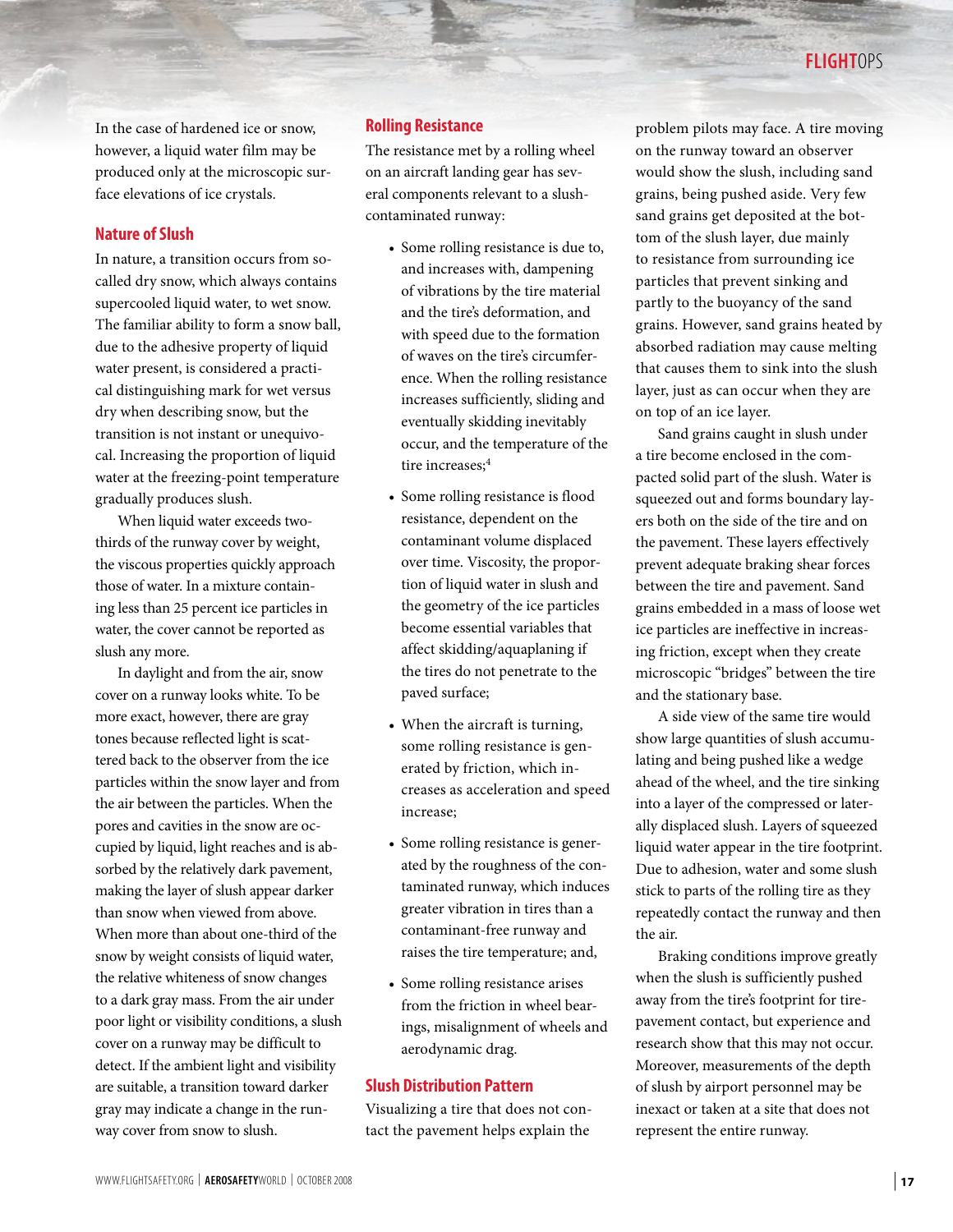In the case of hardened ice or snow, however, a liquid water film may be produced only at the microscopic surface elevations of ice crystals.

## Nature of Slush

In nature, a transition occurs from so-called dry snow, which always contains supercooled liquid water, to wet snow. The familiar ability to form a snow ball, due to the adhesive property of liquid water present, is considered a practical distinguishing mark for wet versus dry when describing snow, but the transition is not instant or unequivocal. Increasing the proportion of liquid water at the freezing-point temperature gradually produces slush.

When liquid water exceeds two-thirds of the runway cover by weight, the viscous properties quickly approach those of water. In a mixture containing less than 25 percent ice particles in water, the cover cannot be reported as slush any more.

In daylight and from the air, snow cover on a runway looks white. To be more exact, however, there are gray tones because reflected light is scattered back to the observer from the ice particles within the snow layer and from the air between the particles. When the pores and cavities in the snow are occupied by liquid, light reaches and is absorbed by the relatively dark pavement, making the layer of slush appear darker than snow when viewed from above. When more than about one-third of the snow by weight consists of liquid water, the relative whiteness of snow changes to a dark gray mass. From the air under poor light or visibility conditions, a slush cover on a runway may be difficult to detect. If the ambient light and visibility are suitable, a transition toward darker gray may indicate a change in the runway cover from snow to slush.

## Rolling Resistance

The resistance met by a rolling wheel on an aircraft landing gear has several components relevant to a slush-contaminated runway:

- Some rolling resistance is due to, and increases with, dampening of vibrations by the tire material and the tire's deformation, and with speed due to the formation of waves on the tire's circumference. When the rolling resistance increases sufficiently, sliding and eventually skidding inevitably occur, and the temperature of the tire increases;[4]
- Some rolling resistance is flood resistance, dependent on the contaminant volume displaced over time. Viscosity, the proportion of liquid water in slush and the geometry of the ice particles become essential variables that affect skidding/aquaplaning if the tires do not penetrate to the paved surface;
- When the aircraft is turning, some rolling resistance is generated by friction, which increases as acceleration and speed increase;
- Some rolling resistance is generated by the roughness of the contaminated runway, which induces greater vibration in tires than a contaminant-free runway and raises the tire temperature; and,
- Some rolling resistance arises from the friction in wheel bearings, misalignment of wheels and aerodynamic drag.

## Slush Distribution Pattern

Visualizing a tire that does not contact the pavement helps explain the problem pilots may face. A tire moving on the runway toward an observer would show the slush, including sand grains, being pushed aside. Very few sand grains get deposited at the bottom of the slush layer, due mainly to resistance from surrounding ice particles that prevent sinking and partly to the buoyancy of the sand grains. However, sand grains heated by absorbed radiation may cause melting that causes them to sink into the slush layer, just as can occur when they are on top of an ice layer.

Sand grains caught in slush under a tire become enclosed in the compacted solid part of the slush. Water is squeezed out and forms boundary layers both on the side of the tire and on the pavement. These layers effectively prevent adequate braking shear forces between the tire and pavement. Sand grains embedded in a mass of loose wet ice particles are ineffective in increasing friction, except when they create microscopic "bridges" between the tire and the stationary base.

A side view of the same tire would show large quantities of slush accumulating and being pushed like a wedge ahead of the wheel, and the tire sinking into a layer of the compressed or laterally displaced slush. Layers of squeezed liquid water appear in the tire footprint. Due to adhesion, water and some slush stick to parts of the rolling tire as they repeatedly contact the runway and then the air.

Braking conditions improve greatly when the slush is sufficiently pushed away from the tire's footprint for tire-pavement contact, but experience and research show that this may not occur. Moreover, measurements of the depth of slush by airport personnel may be inexact or taken at a site that does not represent the entire runway.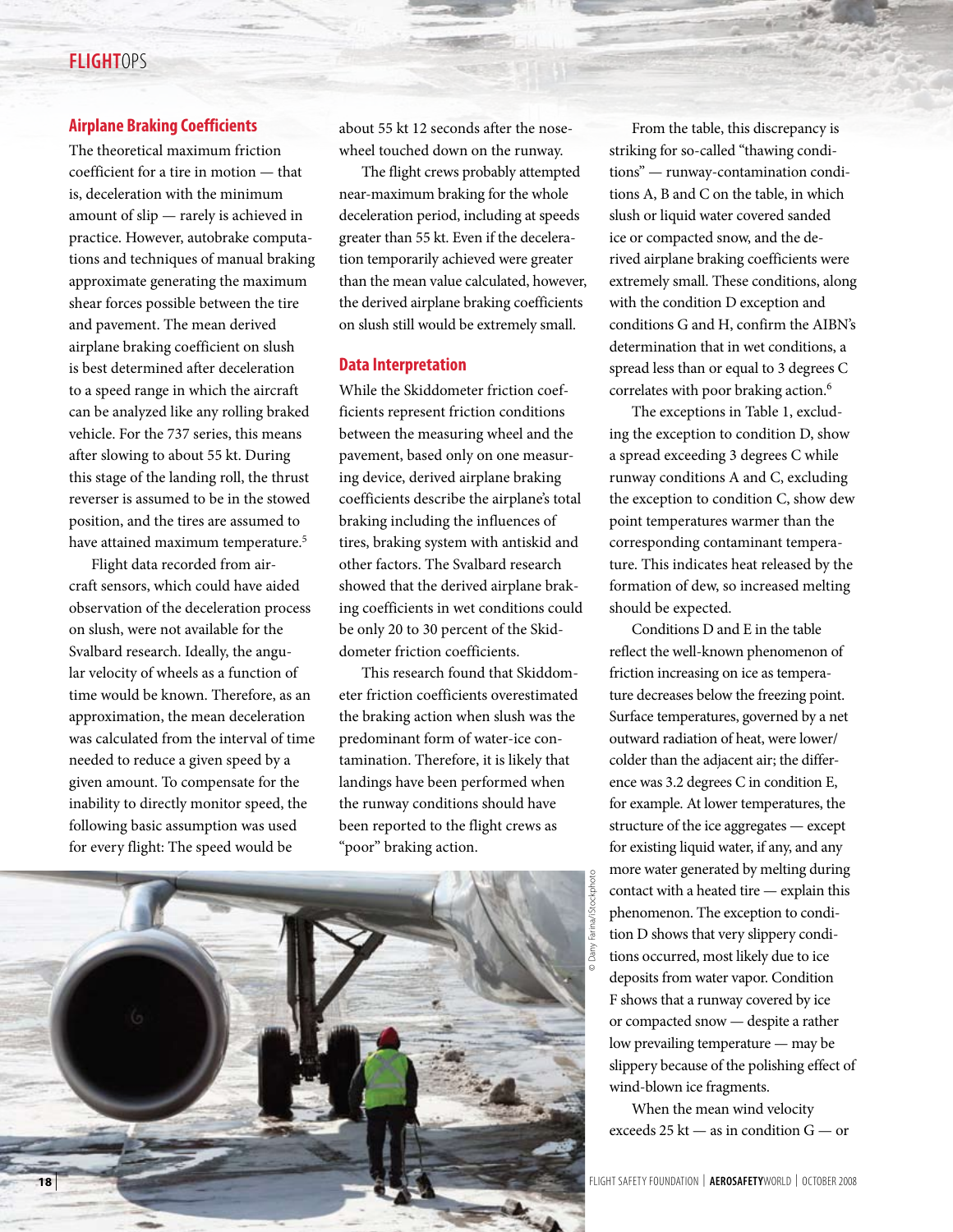## Airplane Braking Coefficients

The theoretical maximum friction coefficient for a tire in motion — that is, deceleration with the minimum amount of slip — rarely is achieved in practice. However, autobrake computations and techniques of manual braking approximate generating the maximum shear forces possible between the tire and pavement. The mean derived airplane braking coefficient on slush is best determined after deceleration to a speed range in which the aircraft can be analyzed like any rolling braked vehicle. For the 737 series, this means after slowing to about 55 kt. During this stage of the landing roll, the thrust reverser is assumed to be in the stowed position, and the tires are assumed to have attained maximum temperature.[5]

Flight data recorded from aircraft sensors, which could have aided observation of the deceleration process on slush, were not available for the Svalbard research. Ideally, the angular velocity of wheels as a function of time would be known. Therefore, as an approximation, the mean deceleration was calculated from the interval of time needed to reduce a given speed by a given amount. To compensate for the inability to directly monitor speed, the following basic assumption was used for every flight: The speed would be about 55 kt 12 seconds after the nosewheel touched down on the runway.

The flight crews probably attempted near-maximum braking for the whole deceleration period, including at speeds greater than 55 kt. Even if the deceleration temporarily achieved were greater than the mean value calculated, however, the derived airplane braking coefficients on slush still would be extremely small.

## Data Interpretation

While the Skiddometer friction coefficients represent friction conditions between the measuring wheel and the pavement, based only on one measuring device, derived airplane braking coefficients describe the airplane's total braking including the influences of tires, braking system with antiskid and other factors. The Svalbard research showed that the derived airplane braking coefficients in wet conditions could be only 20 to 30 percent of the Skiddometer friction coefficients.

This research found that Skiddometer friction coefficients overestimated the braking action when slush was the predominant form of water-ice contamination. Therefore, it is likely that landings have been performed when the runway conditions should have been reported to the flight crews as "poor" braking action.

From the table, this discrepancy is striking for so-called "thawing conditions" — runway-contamination conditions A, B and C on the table, in which slush or liquid water covered sanded ice or compacted snow, and the derived airplane braking coefficients were extremely small. These conditions, along with the condition D exception and conditions G and H, confirm the AIBN's determination that in wet conditions, a spread less than or equal to 3 degrees C correlates with poor braking action.[6]

The exceptions in Table 1, excluding the exception to condition D, show a spread exceeding 3 degrees C while runway conditions A and C, excluding the exception to condition C, show dew point temperatures warmer than the corresponding contaminant temperature. This indicates heat released by the formation of dew, so increased melting should be expected.

Conditions D and E in the table reflect the well-known phenomenon of friction increasing on ice as temperature decreases below the freezing point. Surface temperatures, governed by a net outward radiation of heat, were lower/colder than the adjacent air; the difference was 3.2 degrees C in condition E, for example. At lower temperatures, the structure of the ice aggregates — except for existing liquid water, if any, and any more water generated by melting during contact with a heated tire — explain this phenomenon. The exception to condition D shows that very slippery conditions occurred, most likely due to ice deposits from water vapor. Condition F shows that a runway covered by ice or compacted snow — despite a rather low prevailing temperature — may be slippery because of the polishing effect of wind-blown ice fragments.

When the mean wind velocity exceeds 25 kt — as in condition G — or

© Dany Farina/iStockphoto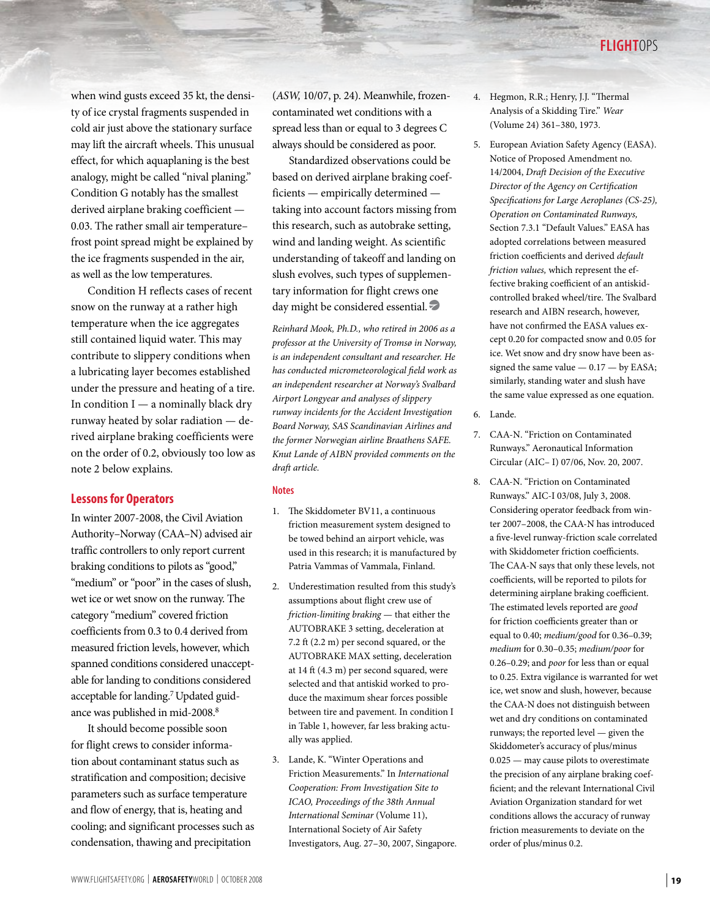when wind gusts exceed 35 kt, the density of ice crystal fragments suspended in cold air just above the stationary surface may lift the aircraft wheels. This unusual effect, for which aquaplaning is the best analogy, might be called "nival planing." Condition G notably has the smallest derived airplane braking coefficient — 0.03. The rather small air temperature–frost point spread might be explained by the ice fragments suspended in the air, as well as the low temperatures.

Condition H reflects cases of recent snow on the runway at a rather high temperature when the ice aggregates still contained liquid water. This may contribute to slippery conditions when a lubricating layer becomes established under the pressure and heating of a tire. In condition I — a nominally black dry runway heated by solar radiation — derived airplane braking coefficients were on the order of 0.2, obviously too low as note 2 below explains.

## Lessons for Operators

In winter 2007-2008, the Civil Aviation Authority–Norway (CAA–N) advised air traffic controllers to only report current braking conditions to pilots as "good," "medium" or "poor" in the cases of slush, wet ice or wet snow on the runway. The category "medium" covered friction coefficients from 0.3 to 0.4 derived from measured friction levels, however, which spanned conditions considered unacceptable for landing to conditions considered acceptable for landing.[7] Updated guidance was published in mid-2008.[8]

It should become possible soon for flight crews to consider information about contaminant status such as stratification and composition; decisive parameters such as surface temperature and flow of energy, that is, heating and cooling; and significant processes such as condensation, thawing and precipitation (*ASW,* 10/07, p. 24). Meanwhile, frozen-contaminated wet conditions with a spread less than or equal to 3 degrees C always should be considered as poor.

Standardized observations could be based on derived airplane braking coefficients — empirically determined — taking into account factors missing from this research, such as autobrake setting, wind and landing weight. As scientific understanding of takeoff and landing on slush evolves, such types of supplementary information for flight crews one day might be considered essential.

*Reinhard Mook, Ph.D., who retired in 2006 as a professor at the University of Tromsø in Norway, is an independent consultant and researcher. He has conducted micrometeorological field work as an independent researcher at Norway's Svalbard Airport Longyear and analyses of slippery runway incidents for the Accident Investigation Board Norway, SAS Scandinavian Airlines and the former Norwegian airline Braathens SAFE. Knut Lande of AIBN provided comments on the draft article.*

### Notes

1. The Skiddometer BV11, a continuous friction measurement system designed to be towed behind an airport vehicle, was used in this research; it is manufactured by Patria Vammas of Vammala, Finland.

2. Underestimation resulted from this study's assumptions about flight crew use of *friction-limiting braking* — that either the AUTOBRAKE 3 setting, deceleration at 7.2 ft (2.2 m) per second squared, or the AUTOBRAKE MAX setting, deceleration at 14 ft (4.3 m) per second squared, were selected and that antiskid worked to produce the maximum shear forces possible between tire and pavement. In condition I in Table 1, however, far less braking actually was applied.

3. Lande, K. "Winter Operations and Friction Measurements." In *International Cooperation: From Investigation Site to ICAO, Proceedings of the 38th Annual International Seminar* (Volume 11), International Society of Air Safety Investigators, Aug. 27–30, 2007, Singapore.

4. Hegmon, R.R.; Henry, J.J. "Thermal Analysis of a Skidding Tire." *Wear* (Volume 24) 361–380, 1973.

5. European Aviation Safety Agency (EASA). Notice of Proposed Amendment no. 14/2004, *Draft Decision of the Executive Director of the Agency on Certification Specifications for Large Aeroplanes (CS-25), Operation on Contaminated Runways,* Section 7.3.1 "Default Values." EASA has adopted correlations between measured friction coefficients and derived *default friction values,* which represent the effective braking coefficient of an antiskid-controlled braked wheel/tire. The Svalbard research and AIBN research, however, have not confirmed the EASA values except 0.20 for compacted snow and 0.05 for ice. Wet snow and dry snow have been assigned the same value — 0.17 — by EASA; similarly, standing water and slush have the same value expressed as one equation.

6. Lande.

7. CAA-N. "Friction on Contaminated Runways." Aeronautical Information Circular (AIC– I) 07/06, Nov. 20, 2007.

8. CAA-N. "Friction on Contaminated Runways." AIC-I 03/08, July 3, 2008. Considering operator feedback from winter 2007–2008, the CAA-N has introduced a five-level runway-friction scale correlated with Skiddometer friction coefficients. The CAA-N says that only these levels, not coefficients, will be reported to pilots for determining airplane braking coefficient. The estimated levels reported are *good* for friction coefficients greater than or equal to 0.40; *medium/good* for 0.36–0.39; *medium* for 0.30–0.35; *medium/poor* for 0.26–0.29; and *poor* for less than or equal to 0.25. Extra vigilance is warranted for wet ice, wet snow and slush, however, because the CAA-N does not distinguish between wet and dry conditions on contaminated runways; the reported level — given the Skiddometer's accuracy of plus/minus 0.025 — may cause pilots to overestimate the precision of any airplane braking coefficient; and the relevant International Civil Aviation Organization standard for wet conditions allows the accuracy of runway friction measurements to deviate on the order of plus/minus 0.2.